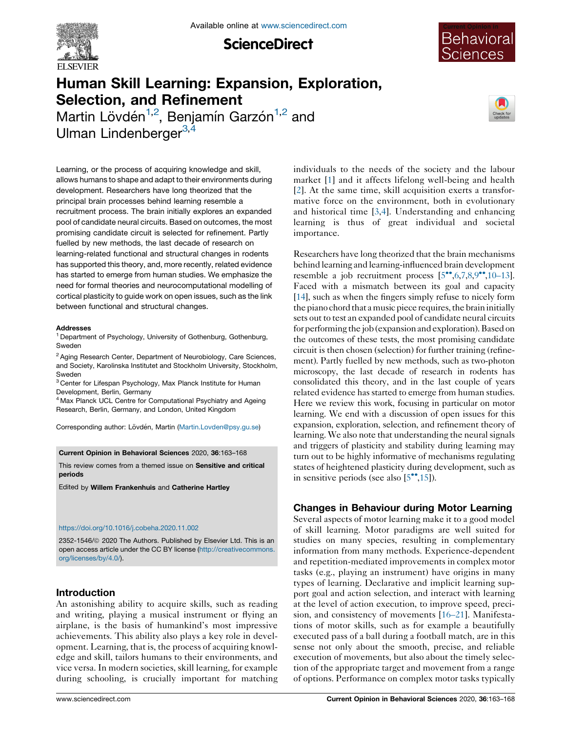# Human Skill Learning: Expansion, Exploration, Selection, and Refinement

Martin Lövdén[1,2], Benjamín Garzón[1,2] and Ulman Lindenberger[3,4]

Learning, or the process of acquiring knowledge and skill, allows humans to shape and adapt to their environments during development. Researchers have long theorized that the principal brain processes behind learning resemble a recruitment process. The brain initially explores an expanded pool of candidate neural circuits. Based on outcomes, the most promising candidate circuit is selected for refinement. Partly fuelled by new methods, the last decade of research on learning-related functional and structural changes in rodents has supported this theory, and, more recently, related evidence has started to emerge from human studies. We emphasize the need for formal theories and neurocomputational modelling of cortical plasticity to guide work on open issues, such as the link between functional and structural changes.

**Addresses**

[1] Department of Psychology, University of Gothenburg, Gothenburg, Sweden

[2] Aging Research Center, Department of Neurobiology, Care Sciences, and Society, Karolinska Institutet and Stockholm University, Stockholm, Sweden

[3] Center for Lifespan Psychology, Max Planck Institute for Human Development, Berlin, Germany

[4] Max Planck UCL Centre for Computational Psychiatry and Ageing Research, Berlin, Germany, and London, United Kingdom

Corresponding author: Lövdén, Martin (Martin.Lovden@psy.gu.se)

**Current Opinion in Behavioral Sciences** 2020, **36**:163–168

This review comes from a themed issue on **Sensitive and critical periods**

Edited by **Willem Frankenhuis** and **Catherine Hartley**

https://doi.org/10.1016/j.cobeha.2020.11.002

2352-1546/© 2020 The Authors. Published by Elsevier Ltd. This is an open access article under the CC BY license (http://creativecommons.org/licenses/by/4.0/).

## Introduction

An astonishing ability to acquire skills, such as reading and writing, playing a musical instrument or flying an airplane, is the basis of humankind's most impressive achievements. This ability also plays a key role in development. Learning, that is, the process of acquiring knowledge and skill, tailors humans to their environments, and vice versa. In modern societies, skill learning, for example during schooling, is crucially important for matching individuals to the needs of the society and the labour market [1] and it affects lifelong well-being and health [2]. At the same time, skill acquisition exerts a transformative force on the environment, both in evolutionary and historical time [3,4]. Understanding and enhancing learning is thus of great individual and societal importance.

Researchers have long theorized that the brain mechanisms behind learning and learning-influenced brain development resemble a job recruitment process [5••,6,7,8,9••,10–13]. Faced with a mismatch between its goal and capacity [14], such as when the fingers simply refuse to nicely form the piano chord that a music piece requires, the brain initially sets out to test an expanded pool of candidate neural circuits for performing the job (expansion and exploration). Based on the outcomes of these tests, the most promising candidate circuit is then chosen (selection) for further training (refinement). Partly fuelled by new methods, such as two-photon microscopy, the last decade of research in rodents has consolidated this theory, and in the last couple of years related evidence has started to emerge from human studies. Here we review this work, focusing in particular on motor learning. We end with a discussion of open issues for this expansion, exploration, selection, and refinement theory of learning. We also note that understanding the neural signals and triggers of plasticity and stability during learning may turn out to be highly informative of mechanisms regulating states of heightened plasticity during development, such as in sensitive periods (see also [5••,15]).

## Changes in Behaviour during Motor Learning

Several aspects of motor learning make it to a good model of skill learning. Motor paradigms are well suited for studies on many species, resulting in complementary information from many methods. Experience-dependent and repetition-mediated improvements in complex motor tasks (e.g., playing an instrument) have origins in many types of learning. Declarative and implicit learning support goal and action selection, and interact with learning at the level of action execution, to improve speed, precision, and consistency of movements [16–21]. Manifestations of motor skills, such as for example a beautifully executed pass of a ball during a football match, are in this sense not only about the smooth, precise, and reliable execution of movements, but also about the timely selection of the appropriate target and movement from a range of options. Performance on complex motor tasks typically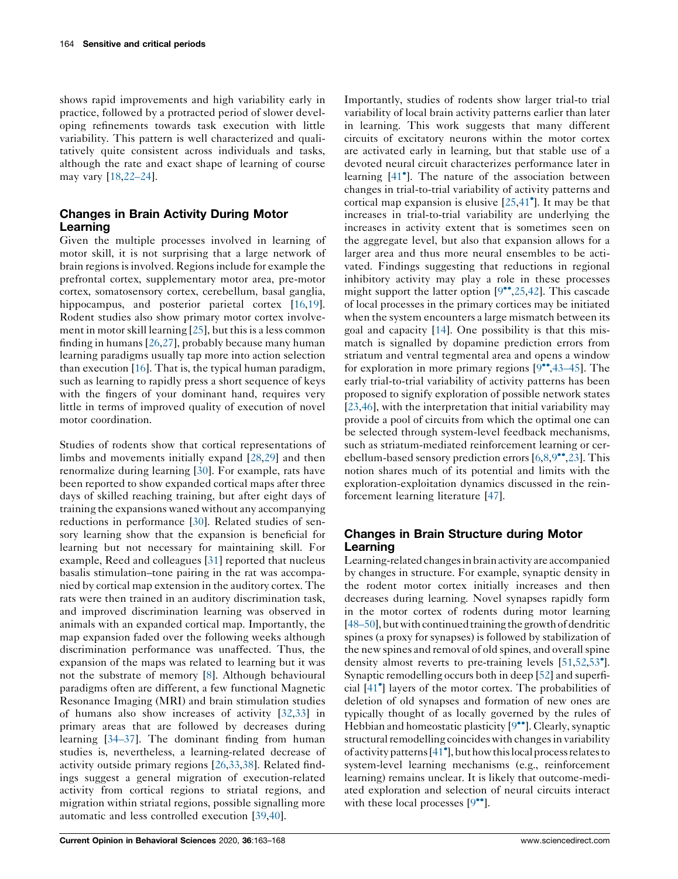shows rapid improvements and high variability early in practice, followed by a protracted period of slower developing refinements towards task execution with little variability. This pattern is well characterized and qualitatively quite consistent across individuals and tasks, although the rate and exact shape of learning of course may vary [18,22–24].

## Changes in Brain Activity During Motor Learning

Given the multiple processes involved in learning of motor skill, it is not surprising that a large network of brain regions is involved. Regions include for example the prefrontal cortex, supplementary motor area, pre-motor cortex, somatosensory cortex, cerebellum, basal ganglia, hippocampus, and posterior parietal cortex [16,19]. Rodent studies also show primary motor cortex involvement in motor skill learning [25], but this is a less common finding in humans [26,27], probably because many human learning paradigms usually tap more into action selection than execution [16]. That is, the typical human paradigm, such as learning to rapidly press a short sequence of keys with the fingers of your dominant hand, requires very little in terms of improved quality of execution of novel motor coordination.

Studies of rodents show that cortical representations of limbs and movements initially expand [28,29] and then renormalize during learning [30]. For example, rats have been reported to show expanded cortical maps after three days of skilled reaching training, but after eight days of training the expansions waned without any accompanying reductions in performance [30]. Related studies of sensory learning show that the expansion is beneficial for learning but not necessary for maintaining skill. For example, Reed and colleagues [31] reported that nucleus basalis stimulation–tone pairing in the rat was accompanied by cortical map extension in the auditory cortex. The rats were then trained in an auditory discrimination task, and improved discrimination learning was observed in animals with an expanded cortical map. Importantly, the map expansion faded over the following weeks although discrimination performance was unaffected. Thus, the expansion of the maps was related to learning but it was not the substrate of memory [8]. Although behavioural paradigms often are different, a few functional Magnetic Resonance Imaging (MRI) and brain stimulation studies of humans also show increases of activity [32,33] in primary areas that are followed by decreases during learning [34–37]. The dominant finding from human studies is, nevertheless, a learning-related decrease of activity outside primary regions [26,33,38]. Related findings suggest a general migration of execution-related activity from cortical regions to striatal regions, and migration within striatal regions, possible signalling more automatic and less controlled execution [39,40].

Importantly, studies of rodents show larger trial-to trial variability of local brain activity patterns earlier than later in learning. This work suggests that many different circuits of excitatory neurons within the motor cortex are activated early in learning, but that stable use of a devoted neural circuit characterizes performance later in learning [41•]. The nature of the association between changes in trial-to-trial variability of activity patterns and cortical map expansion is elusive [25,41•]. It may be that increases in trial-to-trial variability are underlying the increases in activity extent that is sometimes seen on the aggregate level, but also that expansion allows for a larger area and thus more neural ensembles to be activated. Findings suggesting that reductions in regional inhibitory activity may play a role in these processes might support the latter option [9••,25,42]. This cascade of local processes in the primary cortices may be initiated when the system encounters a large mismatch between its goal and capacity [14]. One possibility is that this mismatch is signalled by dopamine prediction errors from striatum and ventral tegmental area and opens a window for exploration in more primary regions [9••,43–45]. The early trial-to-trial variability of activity patterns has been proposed to signify exploration of possible network states [23,46], with the interpretation that initial variability may provide a pool of circuits from which the optimal one can be selected through system-level feedback mechanisms, such as striatum-mediated reinforcement learning or cerebellum-based sensory prediction errors [6,8,9••,23]. This notion shares much of its potential and limits with the exploration-exploitation dynamics discussed in the reinforcement learning literature [47].

## Changes in Brain Structure during Motor Learning

Learning-related changes in brain activity are accompanied by changes in structure. For example, synaptic density in the rodent motor cortex initially increases and then decreases during learning. Novel synapses rapidly form in the motor cortex of rodents during motor learning [48–50], but with continued training the growth of dendritic spines (a proxy for synapses) is followed by stabilization of the new spines and removal of old spines, and overall spine density almost reverts to pre-training levels [51,52,53•]. Synaptic remodelling occurs both in deep [52] and superficial [41•] layers of the motor cortex. The probabilities of deletion of old synapses and formation of new ones are typically thought of as locally governed by the rules of Hebbian and homeostatic plasticity [9••]. Clearly, synaptic structural remodelling coincides with changes in variability of activity patterns [41•], but how this local process relates to system-level learning mechanisms (e.g., reinforcement learning) remains unclear. It is likely that outcome-mediated exploration and selection of neural circuits interact with these local processes [9••].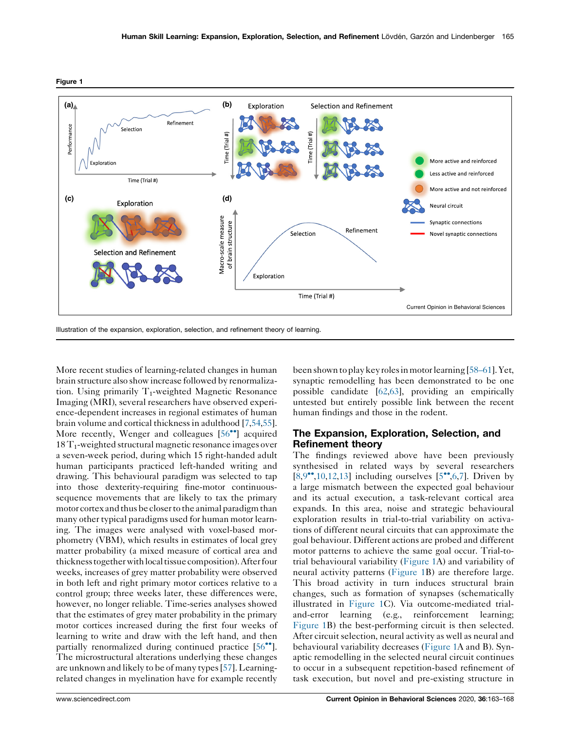Figure 1

Illustration of the expansion, exploration, selection, and refinement theory of learning.

More recent studies of learning-related changes in human brain structure also show increase followed by renormalization. Using primarily $T_1$-weighted Magnetic Resonance Imaging (MRI), several researchers have observed experience-dependent increases in regional estimates of human brain volume and cortical thickness in adulthood [7,54,55]. More recently, Wenger and colleagues [56••] acquired 18 $T_1$-weighted structural magnetic resonance images over a seven-week period, during which 15 right-handed adult human participants practiced left-handed writing and drawing. This behavioural paradigm was selected to tap into those dexterity-requiring fine-motor continuous-sequence movements that are likely to tax the primary motor cortex and thus be closer to the animal paradigm than many other typical paradigms used for human motor learning. The images were analysed with voxel-based morphometry (VBM), which results in estimates of local grey matter probability (a mixed measure of cortical area and thickness together with local tissue composition). After four weeks, increases of grey matter probability were observed in both left and right primary motor cortices relative to a control group; three weeks later, these differences were, however, no longer reliable. Time-series analyses showed that the estimates of grey mater probability in the primary motor cortices increased during the first four weeks of learning to write and draw with the left hand, and then partially renormalized during continued practice [56••]. The microstructural alterations underlying these changes are unknown and likely to be of many types [57]. Learning-related changes in myelination have for example recently been shown to play key roles in motor learning [58–61]. Yet, synaptic remodelling has been demonstrated to be one possible candidate [62,63], providing an empirically untested but entirely possible link between the recent human findings and those in the rodent.

## The Expansion, Exploration, Selection, and Refinement theory

The findings reviewed above have been previously synthesised in related ways by several researchers [8,9••,10,12,13] including ourselves [5••,6,7]. Driven by a large mismatch between the expected goal behaviour and its actual execution, a task-relevant cortical area expands. In this area, noise and strategic behavioural exploration results in trial-to-trial variability on activations of different neural circuits that can approximate the goal behaviour. Different actions are probed and different motor patterns to achieve the same goal occur. Trial-to-trial behavioural variability (Figure 1A) and variability of neural activity patterns (Figure 1B) are therefore large. This broad activity in turn induces structural brain changes, such as formation of synapses (schematically illustrated in Figure 1C). Via outcome-mediated trial-and-error learning (e.g., reinforcement learning; Figure 1B) the best-performing circuit is then selected. After circuit selection, neural activity as well as neural and behavioural variability decreases (Figure 1A and B). Synaptic remodelling in the selected neural circuit continues to occur in a subsequent repetition-based refinement of task execution, but novel and pre-existing structure in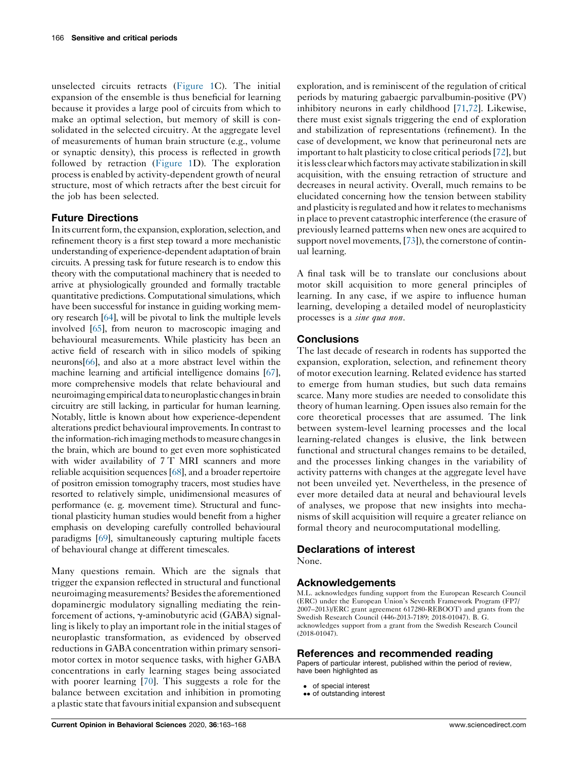unselected circuits retracts (Figure 1C). The initial expansion of the ensemble is thus beneficial for learning because it provides a large pool of circuits from which to make an optimal selection, but memory of skill is consolidated in the selected circuitry. At the aggregate level of measurements of human brain structure (e.g., volume or synaptic density), this process is reflected in growth followed by retraction (Figure 1D). The exploration process is enabled by activity-dependent growth of neural structure, most of which retracts after the best circuit for the job has been selected.

## Future Directions

In its current form, the expansion, exploration, selection, and refinement theory is a first step toward a more mechanistic understanding of experience-dependent adaptation of brain circuits. A pressing task for future research is to endow this theory with the computational machinery that is needed to arrive at physiologically grounded and formally tractable quantitative predictions. Computational simulations, which have been successful for instance in guiding working memory research [64], will be pivotal to link the multiple levels involved [65], from neuron to macroscopic imaging and behavioural measurements. While plasticity has been an active field of research with in silico models of spiking neurons[66], and also at a more abstract level within the machine learning and artificial intelligence domains [67], more comprehensive models that relate behavioural and neuroimaging empirical data to neuroplastic changes in brain circuitry are still lacking, in particular for human learning. Notably, little is known about how experience-dependent alterations predict behavioural improvements. In contrast to the information-rich imaging methods to measure changes in the brain, which are bound to get even more sophisticated with wider availability of 7 T MRI scanners and more reliable acquisition sequences [68], and a broader repertoire of positron emission tomography tracers, most studies have resorted to relatively simple, unidimensional measures of performance (e. g. movement time). Structural and functional plasticity human studies would benefit from a higher emphasis on developing carefully controlled behavioural paradigms [69], simultaneously capturing multiple facets of behavioural change at different timescales.

Many questions remain. Which are the signals that trigger the expansion reflected in structural and functional neuroimaging measurements? Besides the aforementioned dopaminergic modulatory signalling mediating the reinforcement of actions, $\gamma$-aminobutyric acid (GABA) signalling is likely to play an important role in the initial stages of neuroplastic transformation, as evidenced by observed reductions in GABA concentration within primary sensorimotor cortex in motor sequence tasks, with higher GABA concentrations in early learning stages being associated with poorer learning [70]. This suggests a role for the balance between excitation and inhibition in promoting a plastic state that favours initial expansion and subsequent exploration, and is reminiscent of the regulation of critical periods by maturing gabaergic parvalbumin-positive (PV) inhibitory neurons in early childhood [71,72]. Likewise, there must exist signals triggering the end of exploration and stabilization of representations (refinement). In the case of development, we know that perineuronal nets are important to halt plasticity to close critical periods [72], but it is less clear which factors may activate stabilization in skill acquisition, with the ensuing retraction of structure and decreases in neural activity. Overall, much remains to be elucidated concerning how the tension between stability and plasticity is regulated and how it relates to mechanisms in place to prevent catastrophic interference (the erasure of previously learned patterns when new ones are acquired to support novel movements, [73]), the cornerstone of continual learning.

A final task will be to translate our conclusions about motor skill acquisition to more general principles of learning. In any case, if we aspire to influence human learning, developing a detailed model of neuroplasticity processes is a *sine qua non*.

## Conclusions

The last decade of research in rodents has supported the expansion, exploration, selection, and refinement theory of motor execution learning. Related evidence has started to emerge from human studies, but such data remains scarce. Many more studies are needed to consolidate this theory of human learning. Open issues also remain for the core theoretical processes that are assumed. The link between system-level learning processes and the local learning-related changes is elusive, the link between functional and structural changes remains to be detailed, and the processes linking changes in the variability of activity patterns with changes at the aggregate level have not been unveiled yet. Nevertheless, in the presence of ever more detailed data at neural and behavioural levels of analyses, we propose that new insights into mechanisms of skill acquisition will require a greater reliance on formal theory and neurocomputational modelling.

## Declarations of interest

None.

## Acknowledgements

M.L. acknowledges funding support from the European Research Council (ERC) under the European Union's Seventh Framework Program (FP7/2007–2013)/ERC grant agreement 617280-REBOOT) and grants from the Swedish Research Council (446-2013-7189; 2018-01047). B. G. acknowledges support from a grant from the Swedish Research Council (2018-01047).

## References and recommended reading

Papers of particular interest, published within the period of review, have been highlighted as

- • of special interest
- •• of outstanding interest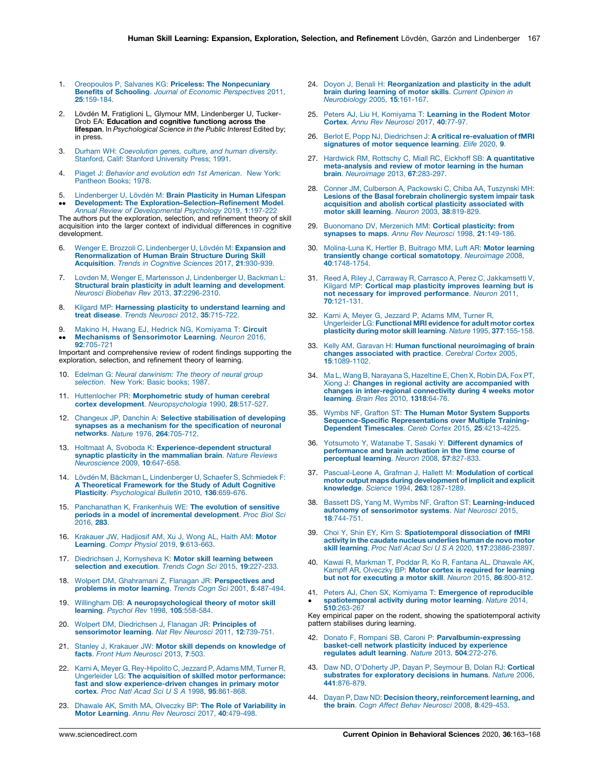1. Oreopoulos P, Salvanes KG: **Priceless: The Nonpecuniary Benefits of Schooling**. *Journal of Economic Perspectives* 2011, **25**:159-184.

2. Lövdén M, Fratiglioni L, Glymour MM, Lindenberger U, Tucker-Drob EA: **Education and cognitive functiong across the lifespan**. In *Psychological Science in the Public Interest* Edited by; in press.

3. Durham WH: *Coevolution genes, culture, and human diversity*. Stanford, Calif: Stanford University Press; 1991.

4. Piaget J: *Behavior and evolution edn 1st American*. New York: Pantheon Books; 1978.

5. •• Lindenberger U, Lövdén M: **Brain Plasticity in Human Lifespan Development: The Exploration–Selection–Refinement Model**. *Annual Review of Developmental Psychology* 2019, **1**:197-222

The authors put the exploration, selection, and refinement theory of skill acquisition into the larger context of individual differences in cognitive development.

6. Wenger E, Brozzoli C, Lindenberger U, Lövdén M: **Expansion and Renormalization of Human Brain Structure During Skill Acquisition**. *Trends in Cognitive Sciences* 2017, **21**:930-939.

7. Lovden M, Wenger E, Martensson J, Lindenberger U, Backman L: **Structural brain plasticity in adult learning and development**. *Neurosci Biobehav Rev* 2013, **37**:2296-2310.

8. Kilgard MP: **Harnessing plasticity to understand learning and treat disease**. *Trends Neurosci* 2012, **35**:715-722.

9. •• Makino H, Hwang EJ, Hedrick NG, Komiyama T: **Circuit Mechanisms of Sensorimotor Learning**. *Neuron* 2016, **92**:705-721

Important and comprehensive review of rodent findings supporting the exploration, selection, and refinement theory of learning.

10. Edelman G: *Neural darwinism: The theory of neural group selection*. New York: Basic books; 1987.

11. Huttenlocher PR: **Morphometric study of human cerebral cortex development**. *Neuropsychologia* 1990, **28**:517-527.

12. Changeux JP, Danchin A: **Selective stabilisation of developing synapses as a mechanism for the specification of neuronal networks**. *Nature* 1976, **264**:705-712.

13. Holtmaat A, Svoboda K: **Experience-dependent structural synaptic plasticity in the mammalian brain**. *Nature Reviews Neuroscience* 2009, **10**:647-658.

14. Lövdén M, Bäckman L, Lindenberger U, Schaefer S, Schmiedek F: **A Theoretical Framework for the Study of Adult Cognitive Plasticity**. *Psychological Bulletin* 2010, **136**:659-676.

15. Panchanathan K, Frankenhuis WE: **The evolution of sensitive periods in a model of incremental development**. *Proc Biol Sci* 2016, **283**.

16. Krakauer JW, Hadjiosif AM, Xu J, Wong AL, Haith AM: **Motor Learning**. *Compr Physiol* 2019, **9**:613-663.

17. Diedrichsen J, Kornysheva K: **Motor skill learning between selection and execution**. *Trends Cogn Sci* 2015, **19**:227-233.

18. Wolpert DM, Ghahramani Z, Flanagan JR: **Perspectives and problems in motor learning**. *Trends Cogn Sci* 2001, **5**:487-494.

19. Willingham DB: **A neuropsychological theory of motor skill learning**. *Psychol Rev* 1998, **105**:558-584.

20. Wolpert DM, Diedrichsen J, Flanagan JR: **Principles of sensorimotor learning**. *Nat Rev Neurosci* 2011, **12**:739-751.

21. Stanley J, Krakauer JW: **Motor skill depends on knowledge of facts**. *Front Hum Neurosci* 2013, **7**:503.

22. Karni A, Meyer G, Rey-Hipolito C, Jezzard P, Adams MM, Turner R, Ungerleider LG: **The acquisition of skilled motor performance: fast and slow experience-driven changes in primary motor cortex**. *Proc Natl Acad Sci U S A* 1998, **95**:861-868.

23. Dhawale AK, Smith MA, Olveczky BP: **The Role of Variability in Motor Learning**. *Annu Rev Neurosci* 2017, **40**:479-498.

24. Doyon J, Benali H: **Reorganization and plasticity in the adult brain during learning of motor skills**. *Current Opinion in Neurobiology* 2005, **15**:161-167.

25. Peters AJ, Liu H, Komiyama T: **Learning in the Rodent Motor Cortex**. *Annu Rev Neurosci* 2017, **40**:77-97.

26. Berlot E, Popp NJ, Diedrichsen J: **A critical re-evaluation of fMRI signatures of motor sequence learning**. *Elife* 2020, **9**.

27. Hardwick RM, Rottschy C, Miall RC, Eickhoff SB: **A quantitative meta-analysis and review of motor learning in the human brain**. *Neuroimage* 2013, **67**:283-297.

28. Conner JM, Culberson A, Packowski C, Chiba AA, Tuszynski MH: **Lesions of the Basal forebrain cholinergic system impair task acquisition and abolish cortical plasticity associated with motor skill learning**. *Neuron* 2003, **38**:819-829.

29. Buonomano DV, Merzenich MM: **Cortical plasticity: from synapses to maps**. *Annu Rev Neurosci* 1998, **21**:149-186.

30. Molina-Luna K, Hertler B, Buitrago MM, Luft AR: **Motor learning transiently change cortical somatotopy**. *Neuroimage* 2008, **40**:1748-1754.

31. Reed A, Riley J, Carraway R, Carrasco A, Perez C, Jakkamsetti V, Kilgard MP: **Cortical map plasticity improves learning but is not necessary for improved performance**. *Neuron* 2011, **70**:121-131.

32. Karni A, Meyer G, Jezzard P, Adams MM, Turner R, Ungerleider LG: **Functional MRI evidence for adult motor cortex plasticity during motor skill learning**. *Nature* 1995, **377**:155-158.

33. Kelly AM, Garavan H: **Human functional neuroimaging of brain changes associated with practice**. *Cerebral Cortex* 2005, **15**:1089-1102.

34. Ma L, Wang B, Narayana S, Hazeltine E, Chen X, Robin DA, Fox PT, Xiong J: **Changes in regional activity are accompanied with changes in inter-regional connectivity during 4 weeks motor learning**. *Brain Res* 2010, **1318**:64-76.

35. Wymbs NF, Grafton ST: **The Human Motor System Supports Sequence-Specific Representations over Multiple Training-Dependent Timescales**. *Cereb Cortex* 2015, **25**:4213-4225.

36. Yotsumoto Y, Watanabe T, Sasaki Y: **Different dynamics of performance and brain activation in the time course of perceptual learning**. *Neuron* 2008, **57**:827-833.

37. Pascual-Leone A, Grafman J, Hallett M: **Modulation of cortical motor output maps during development of implicit and explicit knowledge**. *Science* 1994, **263**:1287-1289.

38. Bassett DS, Yang M, Wymbs NF, Grafton ST: **Learning-induced autonomy of sensorimotor systems**. *Nat Neurosci* 2015, **18**:744-751.

39. Choi Y, Shin EY, Kim S: **Spatiotemporal dissociation of fMRI activity in the caudate nucleus underlies human de novo motor skill learning**. *Proc Natl Acad Sci U S A* 2020, **117**:23886-23897.

40. Kawai R, Markman T, Poddar R, Ko R, Fantana AL, Dhawale AK, Kampff AR, Olveczky BP: **Motor cortex is required for learning but not for executing a motor skill**. *Neuron* 2015, **86**:800-812.

41. • Peters AJ, Chen SX, Komiyama T: **Emergence of reproducible spatiotemporal activity during motor learning**. *Nature* 2014, **510**:263-267

Key empirical paper on the rodent, showing the spatiotemporal activity pattern stabilises during learning.

42. Donato F, Rompani SB, Caroni P: **Parvalbumin-expressing basket-cell network plasticity induced by experience regulates adult learning**. *Nature* 2013, **504**:272-276.

43. Daw ND, O'Doherty JP, Dayan P, Seymour B, Dolan RJ: **Cortical substrates for exploratory decisions in humans**. *Nature* 2006, **441**:876-879.

44. Dayan P, Daw ND: **Decision theory, reinforcement learning, and the brain**. *Cogn Affect Behav Neurosci* 2008, **8**:429-453.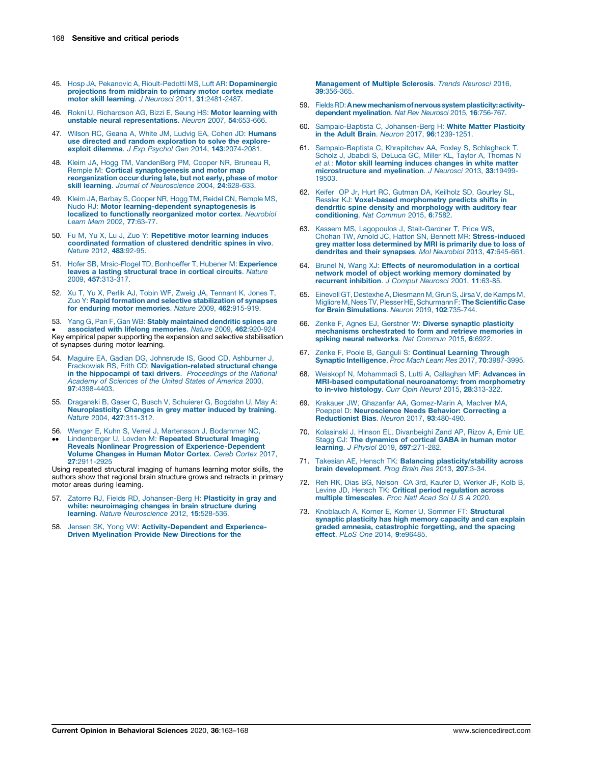45. Hosp JA, Pekanovic A, Rioult-Pedotti MS, Luft AR: **Dopaminergic projections from midbrain to primary motor cortex mediate motor skill learning**. *J Neurosci* 2011, **31**:2481-2487.

46. Rokni U, Richardson AG, Bizzi E, Seung HS: **Motor learning with unstable neural representations**. *Neuron* 2007, **54**:653-666.

47. Wilson RC, Geana A, White JM, Ludvig EA, Cohen JD: **Humans use directed and random exploration to solve the explore-exploit dilemma**. *J Exp Psychol Gen* 2014, **143**:2074-2081.

48. Kleim JA, Hogg TM, VandenBerg PM, Cooper NR, Bruneau R, Remple M: **Cortical synaptogenesis and motor map reorganization occur during late, but not early, phase of motor skill learning**. *Journal of Neuroscience* 2004, **24**:628-633.

49. Kleim JA, Barbay S, Cooper NR, Hogg TM, Reidel CN, Remple MS, Nudo RJ: **Motor learning-dependent synaptogenesis is localized to functionally reorganized motor cortex**. *Neurobiol Learn Mem* 2002, **77**:63-77.

50. Fu M, Yu X, Lu J, Zuo Y: **Repetitive motor learning induces coordinated formation of clustered dendritic spines in vivo**. *Nature* 2012, **483**:92-95.

51. Hofer SB, Mrsic-Flogel TD, Bonhoeffer T, Hubener M: **Experience leaves a lasting structural trace in cortical circuits**. *Nature* 2009, **457**:313-317.

52. Xu T, Yu X, Perlik AJ, Tobin WF, Zweig JA, Tennant K, Jones T, Zuo Y: **Rapid formation and selective stabilization of synapses for enduring motor memories**. *Nature* 2009, **462**:915-919.

53. • Yang G, Pan F, Gan WB: **Stably maintained dendritic spines are associated with lifelong memories**. *Nature* 2009, **462**:920-924

Key empirical paper supporting the expansion and selective stabilisation of synapses during motor learning.

54. Maguire EA, Gadian DG, Johnsrude IS, Good CD, Ashburner J, Frackowiak RS, Frith CD: **Navigation-related structural change in the hippocampi of taxi drivers**. *Proceedings of the National Academy of Sciences of the United States of America* 2000, **97**:4398-4403.

55. Draganski B, Gaser C, Busch V, Schuierer G, Bogdahn U, May A: **Neuroplasticity: Changes in grey matter induced by training**. *Nature* 2004, **427**:311-312.

56. •• Wenger E, Kuhn S, Verrel J, Martensson J, Bodammer NC, Lindenberger U, Lovden M: **Repeated Structural Imaging Reveals Nonlinear Progression of Experience-Dependent Volume Changes in Human Motor Cortex**. *Cereb Cortex* 2017, **27**:2911-2925

Using repeated structural imaging of humans learning motor skills, the authors show that regional brain structure grows and retracts in primary motor areas during learning.

57. Zatorre RJ, Fields RD, Johansen-Berg H: **Plasticity in gray and white: neuroimaging changes in brain structure during learning**. *Nature Neuroscience* 2012, **15**:528-536.

58. Jensen SK, Yong VW: **Activity-Dependent and Experience-Driven Myelination Provide New Directions for the Management of Multiple Sclerosis**. *Trends Neurosci* 2016, **39**:356-365.

59. Fields RD: **A new mechanism of nervous system plasticity: activity-dependent myelination**. *Nat Rev Neurosci* 2015, **16**:756-767.

60. Sampaio-Baptista C, Johansen-Berg H: **White Matter Plasticity in the Adult Brain**. *Neuron* 2017, **96**:1239-1251.

61. Sampaio-Baptista C, Khrapitchev AA, Foxley S, Schlagheck T, Scholz J, Jbabdi S, DeLuca GC, Miller KL, Taylor A, Thomas N *et al.*: **Motor skill learning induces changes in white matter microstructure and myelination**. *J Neurosci* 2013, **33**:19499-19503.

62. Keifer OP Jr, Hurt RC, Gutman DA, Keilholz SD, Gourley SL, Ressler KJ: **Voxel-based morphometry predicts shifts in dendritic spine density and morphology with auditory fear conditioning**. *Nat Commun* 2015, **6**:7582.

63. Kassem MS, Lagopoulos J, Stait-Gardner T, Price WS, Chohan TW, Arnold JC, Hatton SN, Bennett MR: **Stress-induced grey matter loss determined by MRI is primarily due to loss of dendrites and their synapses**. *Mol Neurobiol* 2013, **47**:645-661.

64. Brunel N, Wang XJ: **Effects of neuromodulation in a cortical network model of object working memory dominated by recurrent inhibition**. *J Comput Neurosci* 2001, **11**:63-85.

65. Einevoll GT, Destexhe A, Diesmann M, Grun S, Jirsa V, de Kamps M, Migliore M, Ness TV, Plesser HE, Schurmann F: **The Scientific Case for Brain Simulations**. *Neuron* 2019, **102**:735-744.

66. Zenke F, Agnes EJ, Gerstner W: **Diverse synaptic plasticity mechanisms orchestrated to form and retrieve memories in spiking neural networks**. *Nat Commun* 2015, **6**:6922.

67. Zenke F, Poole B, Ganguli S: **Continual Learning Through Synaptic Intelligence**. *Proc Mach Learn Res* 2017, **70**:3987-3995.

68. Weiskopf N, Mohammadi S, Lutti A, Callaghan MF: **Advances in MRI-based computational neuroanatomy: from morphometry to in-vivo histology**. *Curr Opin Neurol* 2015, **28**:313-322.

69. Krakauer JW, Ghazanfar AA, Gomez-Marin A, MacIver MA, Poeppel D: **Neuroscience Needs Behavior: Correcting a Reductionist Bias**. *Neuron* 2017, **93**:480-490.

70. Kolasinski J, Hinson EL, Divanbeighi Zand AP, Rizov A, Emir UE, Stagg CJ: **The dynamics of cortical GABA in human motor learning**. *J Physiol* 2019, **597**:271-282.

71. Takesian AE, Hensch TK: **Balancing plasticity/stability across brain development**. *Prog Brain Res* 2013, **207**:3-34.

72. Reh RK, Dias BG, Nelson CA 3rd, Kaufer D, Werker JF, Kolb B, Levine JD, Hensch TK: **Critical period regulation across multiple timescales**. *Proc Natl Acad Sci U S A* 2020.

73. Knoblauch A, Korner E, Korner U, Sommer FT: **Structural synaptic plasticity has high memory capacity and can explain graded amnesia, catastrophic forgetting, and the spacing effect**. *PLoS One* 2014, **9**:e96485.